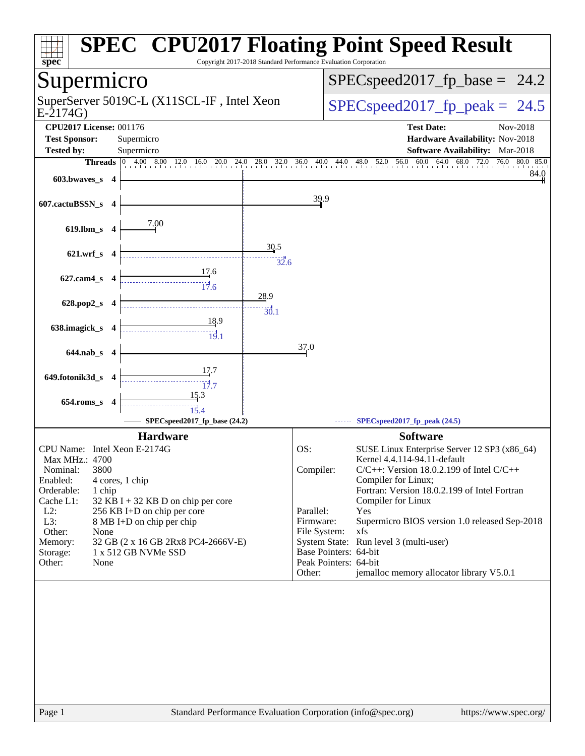# SPEC CPU2017 Floating Point Speed Result

Copyright 2017-2018 Standard Performance Evaluation Corporation

## Supermicro

SuperServer 5019C-L (X11SCL-IF , Intel Xeon E-2174G)

SPECspeed2017_fp_base = 24.2

SPECspeed2017_fp_peak = 24.5

**CPU2017 License:** 001176
**Test Sponsor:** Supermicro
**Tested by:** Supermicro

**Test Date:** Nov-2018
**Hardware Availability:** Nov-2018
**Software Availability:** Mar-2018

| Benchmark | Threads | Base | Peak |
|---|---|---|---|
| 603.bwaves_s | 4 | 84.0 | |
| 607.cactuBSSN_s | 4 | 39.9 | |
| 619.lbm_s | 4 | 7.00 | |
| 621.wrf_s | 4 | 30.5 | 32.6 |
| 627.cam4_s | 4 | 17.6 | 17.6 |
| 628.pop2_s | 4 | 28.9 | 30.1 |
| 638.imagick_s | 4 | 18.9 | 19.1 |
| 644.nab_s | 4 | 37.0 | |
| 649.fotonik3d_s | 4 | 17.7 | 17.7 |
| 654.roms_s | 4 | 15.3 | 15.4 |

SPECspeed2017_fp_base (24.2) — SPECspeed2017_fp_peak (24.5)

### Hardware

- CPU Name: Intel Xeon E-2174G
- Max MHz.: 4700
- Nominal: 3800
- Enabled: 4 cores, 1 chip
- Orderable: 1 chip
- Cache L1: 32 KB I + 32 KB D on chip per core
- L2: 256 KB I+D on chip per core
- L3: 8 MB I+D on chip per chip
- Other: None
- Memory: 32 GB (2 x 16 GB 2Rx8 PC4-2666V-E)
- Storage: 1 x 512 GB NVMe SSD
- Other: None

### Software

- OS: SUSE Linux Enterprise Server 12 SP3 (x86_64) Kernel 4.4.114-94.11-default
- Compiler: C/C++: Version 18.0.2.199 of Intel C/C++ Compiler for Linux; Fortran: Version 18.0.2.199 of Intel Fortran Compiler for Linux
- Parallel: Yes
- Firmware: Supermicro BIOS version 1.0 released Sep-2018
- File System: xfs
- System State: Run level 3 (multi-user)
- Base Pointers: 64-bit
- Peak Pointers: 64-bit
- Other: jemalloc memory allocator library V5.0.1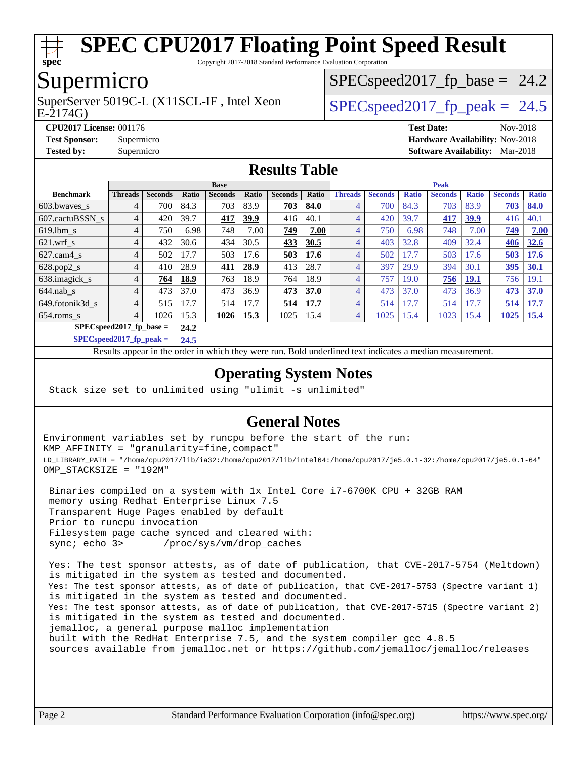# SPEC CPU2017 Floating Point Speed Result

Copyright 2017-2018 Standard Performance Evaluation Corporation

## Supermicro

SuperServer 5019C-L (X11SCL-IF , Intel Xeon E-2174G)

SPECspeed2017_fp_base = 24.2

SPECspeed2017_fp_peak = 24.5

**CPU2017 License:** 001176
**Test Sponsor:** Supermicro
**Tested by:** Supermicro

**Test Date:** Nov-2018
**Hardware Availability:** Nov-2018
**Software Availability:** Mar-2018

## Results Table

| | Base | | | | | | | Peak | | | | | | |
|---|---|---|---|---|---|---|---|---|---|---|---|---|---|---|
| **Benchmark** | **Threads** | **Seconds** | **Ratio** | **Seconds** | **Ratio** | **Seconds** | **Ratio** | **Threads** | **Seconds** | **Ratio** | **Seconds** | **Ratio** | **Seconds** | **Ratio** |
| 603.bwaves_s | 4 | 700 | 84.3 | 703 | 83.9 | **703** | **84.0** | 4 | 700 | 84.3 | 703 | 83.9 | **703** | **84.0** |
| 607.cactuBSSN_s | 4 | 420 | 39.7 | **417** | **39.9** | 416 | 40.1 | 4 | 420 | 39.7 | **417** | **39.9** | 416 | 40.1 |
| 619.lbm_s | 4 | 750 | 6.98 | 748 | 7.00 | **749** | **7.00** | 4 | 750 | 6.98 | 748 | 7.00 | **749** | **7.00** |
| 621.wrf_s | 4 | 432 | 30.6 | 434 | 30.5 | **433** | **30.5** | 4 | 403 | 32.8 | 409 | 32.4 | **406** | **32.6** |
| 627.cam4_s | 4 | 502 | 17.7 | 503 | 17.6 | **503** | **17.6** | 4 | 502 | 17.7 | 503 | 17.6 | **503** | **17.6** |
| 628.pop2_s | 4 | 410 | 28.9 | **411** | **28.9** | 413 | 28.7 | 4 | 397 | 29.9 | 394 | 30.1 | **395** | **30.1** |
| 638.imagick_s | 4 | **764** | **18.9** | 763 | 18.9 | 764 | 18.9 | 4 | 757 | 19.0 | **756** | **19.1** | 756 | 19.1 |
| 644.nab_s | 4 | 473 | 37.0 | 473 | 36.9 | **473** | **37.0** | 4 | 473 | 37.0 | 473 | 36.9 | **473** | **37.0** |
| 649.fotonik3d_s | 4 | 515 | 17.7 | 514 | 17.7 | **514** | **17.7** | 4 | 514 | 17.7 | 514 | 17.7 | **514** | **17.7** |
| 654.roms_s | 4 | 1026 | 15.3 | **1026** | **15.3** | 1025 | 15.4 | 4 | 1025 | 15.4 | 1023 | 15.4 | **1025** | **15.4** |

**SPECspeed2017_fp_base = 24.2**

**SPECspeed2017_fp_peak = 24.5**

Results appear in the order in which they were run. Bold underlined text indicates a median measurement.

## Operating System Notes

```
Stack size set to unlimited using "ulimit -s unlimited"
```

## General Notes

```
Environment variables set by runcpu before the start of the run:
KMP_AFFINITY = "granularity=fine,compact"
LD_LIBRARY_PATH = "/home/cpu2017/lib/ia32:/home/cpu2017/lib/intel64:/home/cpu2017/je5.0.1-32:/home/cpu2017/je5.0.1-64"
OMP_STACKSIZE = "192M"

 Binaries compiled on a system with 1x Intel Core i7-6700K CPU + 32GB RAM
 memory using Redhat Enterprise Linux 7.5
 Transparent Huge Pages enabled by default
 Prior to runcpu invocation
 Filesystem page cache synced and cleared with:
 sync; echo 3>       /proc/sys/vm/drop_caches

 Yes: The test sponsor attests, as of date of publication, that CVE-2017-5754 (Meltdown)
 is mitigated in the system as tested and documented.
 Yes: The test sponsor attests, as of date of publication, that CVE-2017-5753 (Spectre variant 1)
 is mitigated in the system as tested and documented.
 Yes: The test sponsor attests, as of date of publication, that CVE-2017-5715 (Spectre variant 2)
 is mitigated in the system as tested and documented.
 jemalloc, a general purpose malloc implementation
 built with the RedHat Enterprise 7.5, and the system compiler gcc 4.8.5
 sources available from jemalloc.net or https://github.com/jemalloc/jemalloc/releases
```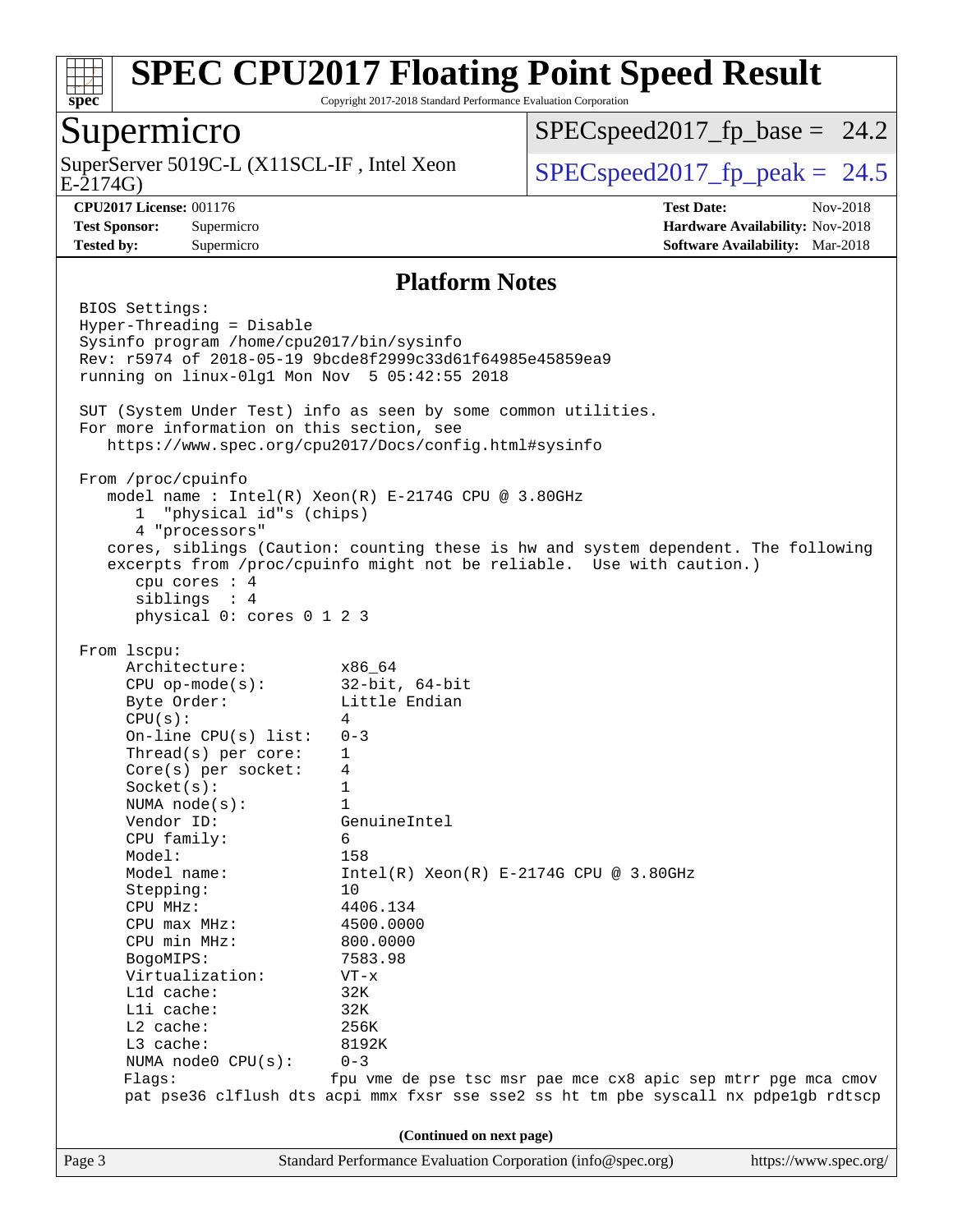## Platform Notes

```
BIOS Settings:
Hyper-Threading = Disable
Sysinfo program /home/cpu2017/bin/sysinfo
Rev: r5974 of 2018-05-19 9bcde8f2999c33d61f64985e45859ea9
running on linux-0lg1 Mon Nov  5 05:42:55 2018

SUT (System Under Test) info as seen by some common utilities.
For more information on this section, see
   https://www.spec.org/cpu2017/Docs/config.html#sysinfo

From /proc/cpuinfo
   model name : Intel(R) Xeon(R) E-2174G CPU @ 3.80GHz
      1  "physical id"s (chips)
      4 "processors"
   cores, siblings (Caution: counting these is hw and system dependent. The following
   excerpts from /proc/cpuinfo might not be reliable.  Use with caution.)
      cpu cores : 4
      siblings  : 4
      physical 0: cores 0 1 2 3

From lscpu:
     Architecture:          x86_64
     CPU op-mode(s):        32-bit, 64-bit
     Byte Order:            Little Endian
     CPU(s):                4
     On-line CPU(s) list:   0-3
     Thread(s) per core:    1
     Core(s) per socket:    4
     Socket(s):             1
     NUMA node(s):          1
     Vendor ID:             GenuineIntel
     CPU family:            6
     Model:                 158
     Model name:            Intel(R) Xeon(R) E-2174G CPU @ 3.80GHz
     Stepping:              10
     CPU MHz:               4406.134
     CPU max MHz:           4500.0000
     CPU min MHz:           800.0000
     BogoMIPS:              7583.98
     Virtualization:        VT-x
     L1d cache:             32K
     L1i cache:             32K
     L2 cache:              256K
     L3 cache:              8192K
     NUMA node0 CPU(s):     0-3
     Flags:                 fpu vme de pse tsc msr pae mce cx8 apic sep mtrr pge mca cmov
     pat pse36 clflush dts acpi mmx fxsr sse sse2 ss ht tm pbe syscall nx pdpe1gb rdtscp
```

(Continued on next page)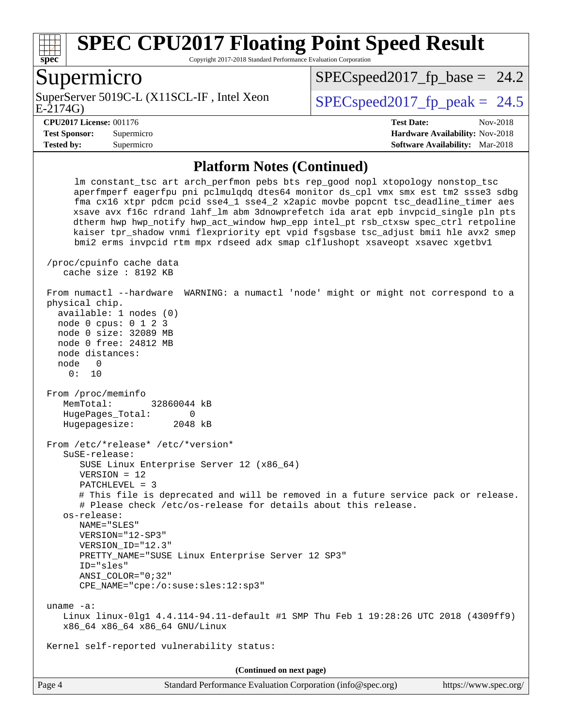## Platform Notes (Continued)

```
      lm constant_tsc art arch_perfmon pebs bts rep_good nopl xtopology nonstop_tsc
      aperfmperf eagerfpu pni pclmulqdq dtes64 monitor ds_cpl vmx smx est tm2 ssse3 sdbg
      fma cx16 xtpr pdcm pcid sse4_1 sse4_2 x2apic movbe popcnt tsc_deadline_timer aes
      xsave avx f16c rdrand lahf_lm abm 3dnowprefetch ida arat epb invpcid_single pln pts
      dtherm hwp hwp_notify hwp_act_window hwp_epp intel_pt rsb_ctxsw spec_ctrl retpoline
      kaiser tpr_shadow vnmi flexpriority ept vpid fsgsbase tsc_adjust bmi1 hle avx2 smep
      bmi2 erms invpcid rtm mpx rdseed adx smap clflushopt xsaveopt xsavec xgetbv1

 /proc/cpuinfo cache data
    cache size : 8192 KB

 From numactl --hardware  WARNING: a numactl 'node' might or might not correspond to a
 physical chip.
   available: 1 nodes (0)
   node 0 cpus: 0 1 2 3
   node 0 size: 32089 MB
   node 0 free: 24812 MB
   node distances:
   node   0
     0:  10

 From /proc/meminfo
    MemTotal:       32860044 kB
    HugePages_Total:       0
    Hugepagesize:       2048 kB

 From /etc/*release* /etc/*version*
    SuSE-release:
       SUSE Linux Enterprise Server 12 (x86_64)
       VERSION = 12
       PATCHLEVEL = 3
       # This file is deprecated and will be removed in a future service pack or release.
       # Please check /etc/os-release for details about this release.
    os-release:
       NAME="SLES"
       VERSION="12-SP3"
       VERSION_ID="12.3"
       PRETTY_NAME="SUSE Linux Enterprise Server 12 SP3"
       ID="sles"
       ANSI_COLOR="0;32"
       CPE_NAME="cpe:/o:suse:sles:12:sp3"

 uname -a:
    Linux linux-0lg1 4.4.114-94.11-default #1 SMP Thu Feb 1 19:28:26 UTC 2018 (4309ff9)
    x86_64 x86_64 x86_64 GNU/Linux

 Kernel self-reported vulnerability status:
```

**(Continued on next page)**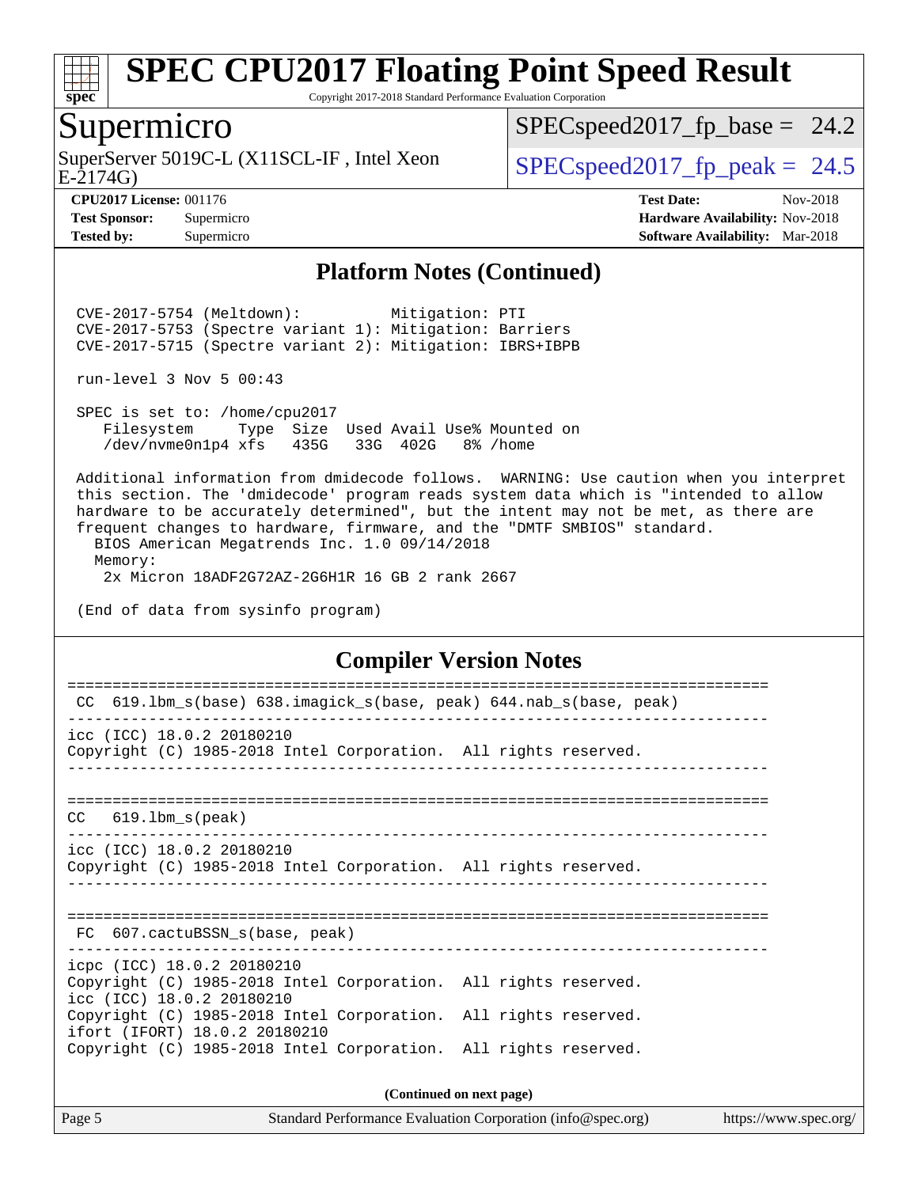# SPEC CPU2017 Floating Point Speed Result

Copyright 2017-2018 Standard Performance Evaluation Corporation

## Supermicro

SuperServer 5019C-L (X11SCL-IF , Intel Xeon E-2174G)

SPECspeed2017_fp_base = 24.2

SPECspeed2017_fp_peak = 24.5

**CPU2017 License:** 001176
**Test Sponsor:** Supermicro
**Tested by:** Supermicro

**Test Date:** Nov-2018
**Hardware Availability:** Nov-2018
**Software Availability:** Mar-2018

### Platform Notes (Continued)

```
 CVE-2017-5754 (Meltdown):          Mitigation: PTI
 CVE-2017-5753 (Spectre variant 1): Mitigation: Barriers
 CVE-2017-5715 (Spectre variant 2): Mitigation: IBRS+IBPB

 run-level 3 Nov 5 00:43

 SPEC is set to: /home/cpu2017
    Filesystem     Type  Size  Used Avail Use% Mounted on
    /dev/nvme0n1p4 xfs   435G   33G  402G   8% /home

 Additional information from dmidecode follows.  WARNING: Use caution when you interpret
 this section. The 'dmidecode' program reads system data which is "intended to allow
 hardware to be accurately determined", but the intent may not be met, as there are
 frequent changes to hardware, firmware, and the "DMTF SMBIOS" standard.
   BIOS American Megatrends Inc. 1.0 09/14/2018
   Memory:
    2x Micron 18ADF2G72AZ-2G6H1R 16 GB 2 rank 2667

 (End of data from sysinfo program)
```

### Compiler Version Notes

```
==============================================================================
 CC  619.lbm_s(base) 638.imagick_s(base, peak) 644.nab_s(base, peak)
------------------------------------------------------------------------------
icc (ICC) 18.0.2 20180210
Copyright (C) 1985-2018 Intel Corporation.  All rights reserved.
------------------------------------------------------------------------------

==============================================================================
 CC  619.lbm_s(peak)
------------------------------------------------------------------------------
icc (ICC) 18.0.2 20180210
Copyright (C) 1985-2018 Intel Corporation.  All rights reserved.
------------------------------------------------------------------------------

==============================================================================
 FC  607.cactuBSSN_s(base, peak)
------------------------------------------------------------------------------
icpc (ICC) 18.0.2 20180210
Copyright (C) 1985-2018 Intel Corporation.  All rights reserved.
icc (ICC) 18.0.2 20180210
Copyright (C) 1985-2018 Intel Corporation.  All rights reserved.
ifort (IFORT) 18.0.2 20180210
Copyright (C) 1985-2018 Intel Corporation.  All rights reserved.
```

(Continued on next page)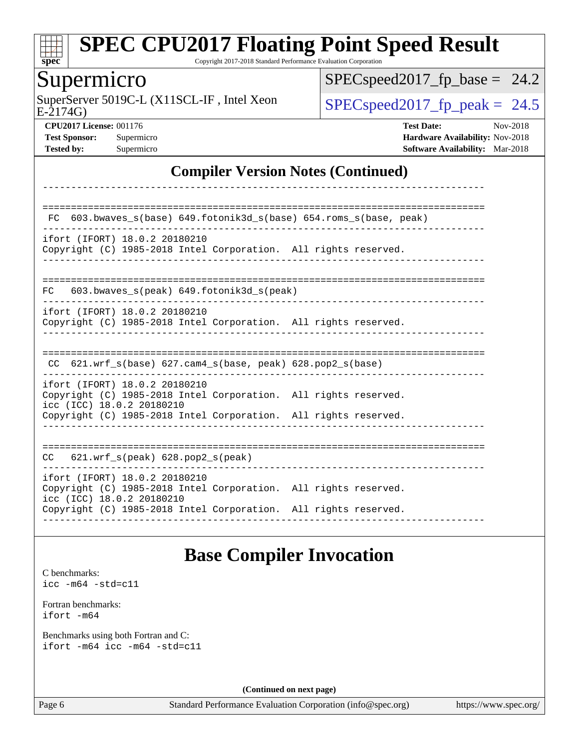## Compiler Version Notes (Continued)

```
------------------------------------------------------------------------------

==============================================================================
 FC  603.bwaves_s(base) 649.fotonik3d_s(base) 654.roms_s(base, peak)
------------------------------------------------------------------------------
ifort (IFORT) 18.0.2 20180210
Copyright (C) 1985-2018 Intel Corporation.  All rights reserved.
------------------------------------------------------------------------------

==============================================================================
FC   603.bwaves_s(peak) 649.fotonik3d_s(peak)
------------------------------------------------------------------------------
ifort (IFORT) 18.0.2 20180210
Copyright (C) 1985-2018 Intel Corporation.  All rights reserved.
------------------------------------------------------------------------------

==============================================================================
 CC  621.wrf_s(base) 627.cam4_s(base, peak) 628.pop2_s(base)
------------------------------------------------------------------------------
ifort (IFORT) 18.0.2 20180210
Copyright (C) 1985-2018 Intel Corporation.  All rights reserved.
icc (ICC) 18.0.2 20180210
Copyright (C) 1985-2018 Intel Corporation.  All rights reserved.
------------------------------------------------------------------------------

==============================================================================
CC   621.wrf_s(peak) 628.pop2_s(peak)
------------------------------------------------------------------------------
ifort (IFORT) 18.0.2 20180210
Copyright (C) 1985-2018 Intel Corporation.  All rights reserved.
icc (ICC) 18.0.2 20180210
Copyright (C) 1985-2018 Intel Corporation.  All rights reserved.
------------------------------------------------------------------------------
```

## Base Compiler Invocation

C benchmarks:
`icc -m64 -std=c11`

Fortran benchmarks:
`ifort -m64`

Benchmarks using both Fortran and C:
`ifort -m64 icc -m64 -std=c11`

**(Continued on next page)**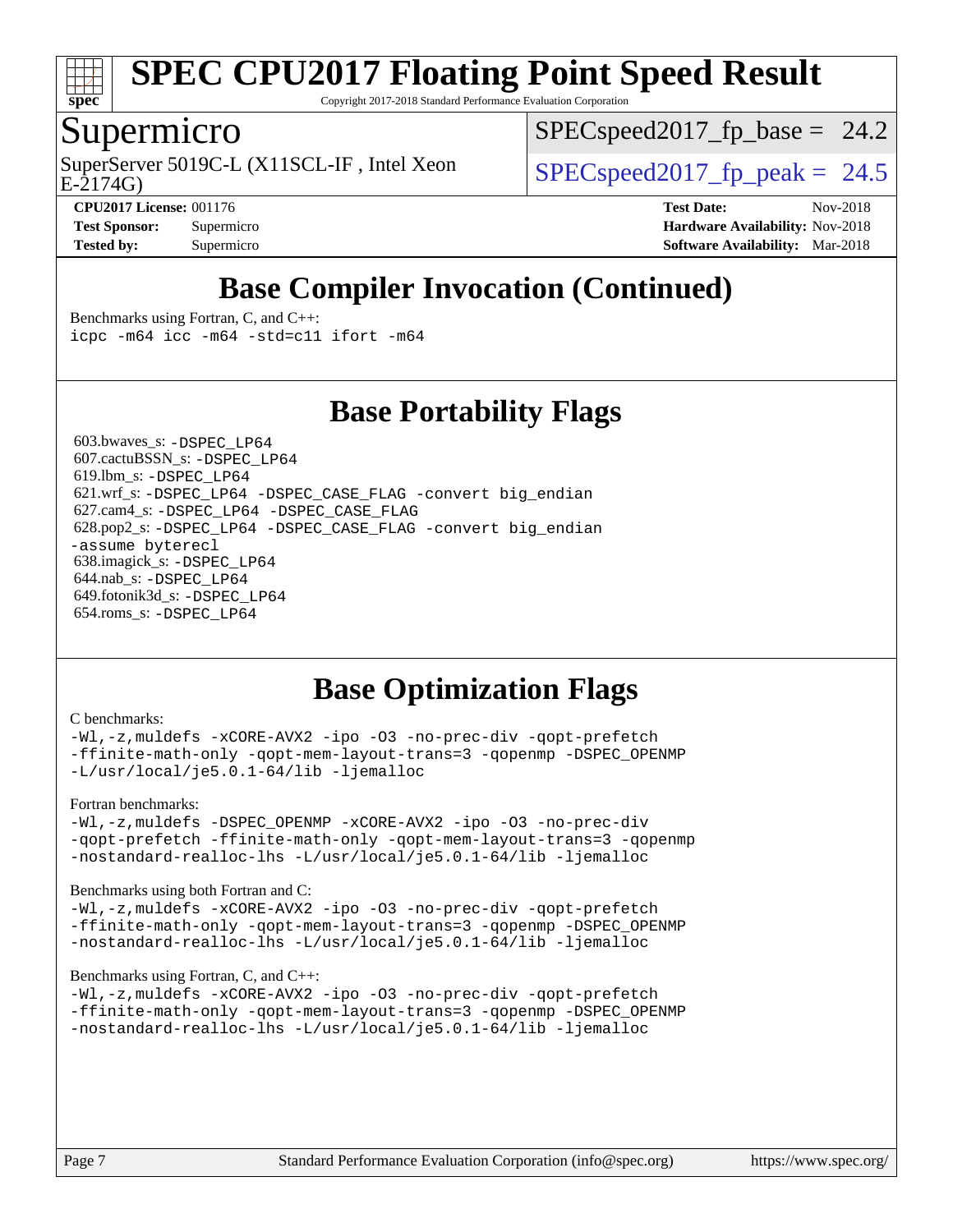# SPEC CPU2017 Floating Point Speed Result

Copyright 2017-2018 Standard Performance Evaluation Corporation

## Supermicro

SuperServer 5019C-L (X11SCL-IF , Intel Xeon E-2174G)

SPECspeed2017_fp_base = 24.2

SPECspeed2017_fp_peak = 24.5

**CPU2017 License:** 001176
**Test Sponsor:** Supermicro
**Tested by:** Supermicro

**Test Date:** Nov-2018
**Hardware Availability:** Nov-2018
**Software Availability:** Mar-2018

## Base Compiler Invocation (Continued)

Benchmarks using Fortran, C, and C++:

```
icpc -m64 icc -m64 -std=c11 ifort -m64
```

## Base Portability Flags

603.bwaves_s: `-DSPEC_LP64`
607.cactuBSSN_s: `-DSPEC_LP64`
619.lbm_s: `-DSPEC_LP64`
621.wrf_s: `-DSPEC_LP64 -DSPEC_CASE_FLAG -convert big_endian`
627.cam4_s: `-DSPEC_LP64 -DSPEC_CASE_FLAG`
628.pop2_s: `-DSPEC_LP64 -DSPEC_CASE_FLAG -convert big_endian -assume byterecl`
638.imagick_s: `-DSPEC_LP64`
644.nab_s: `-DSPEC_LP64`
649.fotonik3d_s: `-DSPEC_LP64`
654.roms_s: `-DSPEC_LP64`

## Base Optimization Flags

C benchmarks:

```
-Wl,-z,muldefs -xCORE-AVX2 -ipo -O3 -no-prec-div -qopt-prefetch
-ffinite-math-only -qopt-mem-layout-trans=3 -qopenmp -DSPEC_OPENMP
-L/usr/local/je5.0.1-64/lib -ljemalloc
```

Fortran benchmarks:

```
-Wl,-z,muldefs -DSPEC_OPENMP -xCORE-AVX2 -ipo -O3 -no-prec-div
-qopt-prefetch -ffinite-math-only -qopt-mem-layout-trans=3 -qopenmp
-nostandard-realloc-lhs -L/usr/local/je5.0.1-64/lib -ljemalloc
```

Benchmarks using both Fortran and C:

```
-Wl,-z,muldefs -xCORE-AVX2 -ipo -O3 -no-prec-div -qopt-prefetch
-ffinite-math-only -qopt-mem-layout-trans=3 -qopenmp -DSPEC_OPENMP
-nostandard-realloc-lhs -L/usr/local/je5.0.1-64/lib -ljemalloc
```

Benchmarks using Fortran, C, and C++:

```
-Wl,-z,muldefs -xCORE-AVX2 -ipo -O3 -no-prec-div -qopt-prefetch
-ffinite-math-only -qopt-mem-layout-trans=3 -qopenmp -DSPEC_OPENMP
-nostandard-realloc-lhs -L/usr/local/je5.0.1-64/lib -ljemalloc
```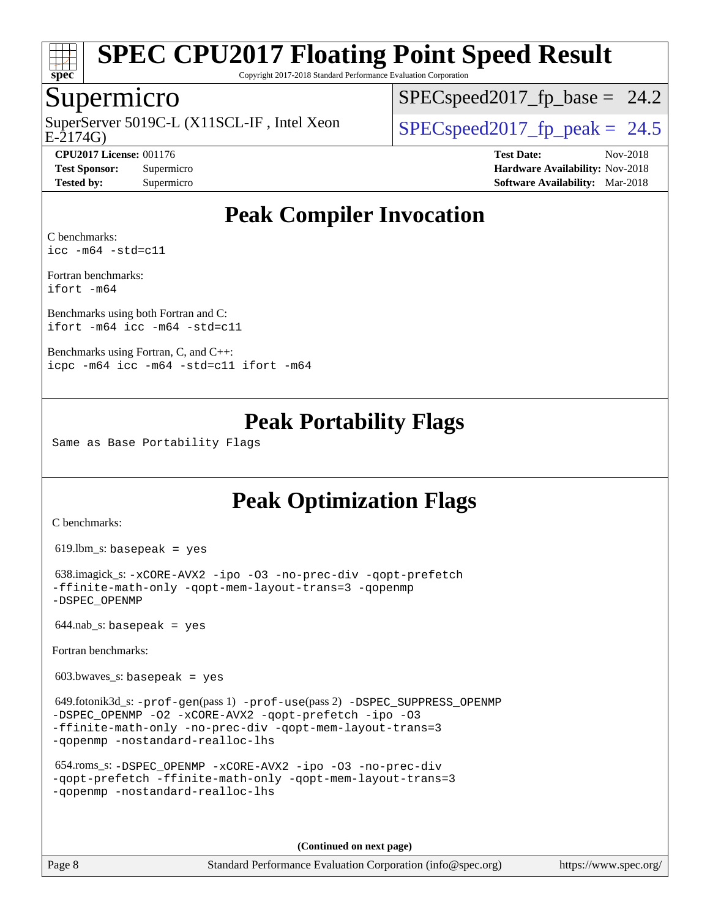# Peak Compiler Invocation

C benchmarks:
`icc -m64 -std=c11`

Fortran benchmarks:
`ifort -m64`

Benchmarks using both Fortran and C:
`ifort -m64 icc -m64 -std=c11`

Benchmarks using Fortran, C, and C++:
`icpc -m64 icc -m64 -std=c11 ifort -m64`

# Peak Portability Flags

Same as Base Portability Flags

# Peak Optimization Flags

C benchmarks:

619.lbm_s: `basepeak = yes`

638.imagick_s: `-xCORE-AVX2 -ipo -O3 -no-prec-div -qopt-prefetch -ffinite-math-only -qopt-mem-layout-trans=3 -qopenmp -DSPEC_OPENMP`

644.nab_s: `basepeak = yes`

Fortran benchmarks:

603.bwaves_s: `basepeak = yes`

649.fotonik3d_s: `-prof-gen`(pass 1) `-prof-use`(pass 2) `-DSPEC_SUPPRESS_OPENMP -DSPEC_OPENMP -O2 -xCORE-AVX2 -qopt-prefetch -ipo -O3 -ffinite-math-only -no-prec-div -qopt-mem-layout-trans=3 -qopenmp -nostandard-realloc-lhs`

654.roms_s: `-DSPEC_OPENMP -xCORE-AVX2 -ipo -O3 -no-prec-div -qopt-prefetch -ffinite-math-only -qopt-mem-layout-trans=3 -qopenmp -nostandard-realloc-lhs`

(Continued on next page)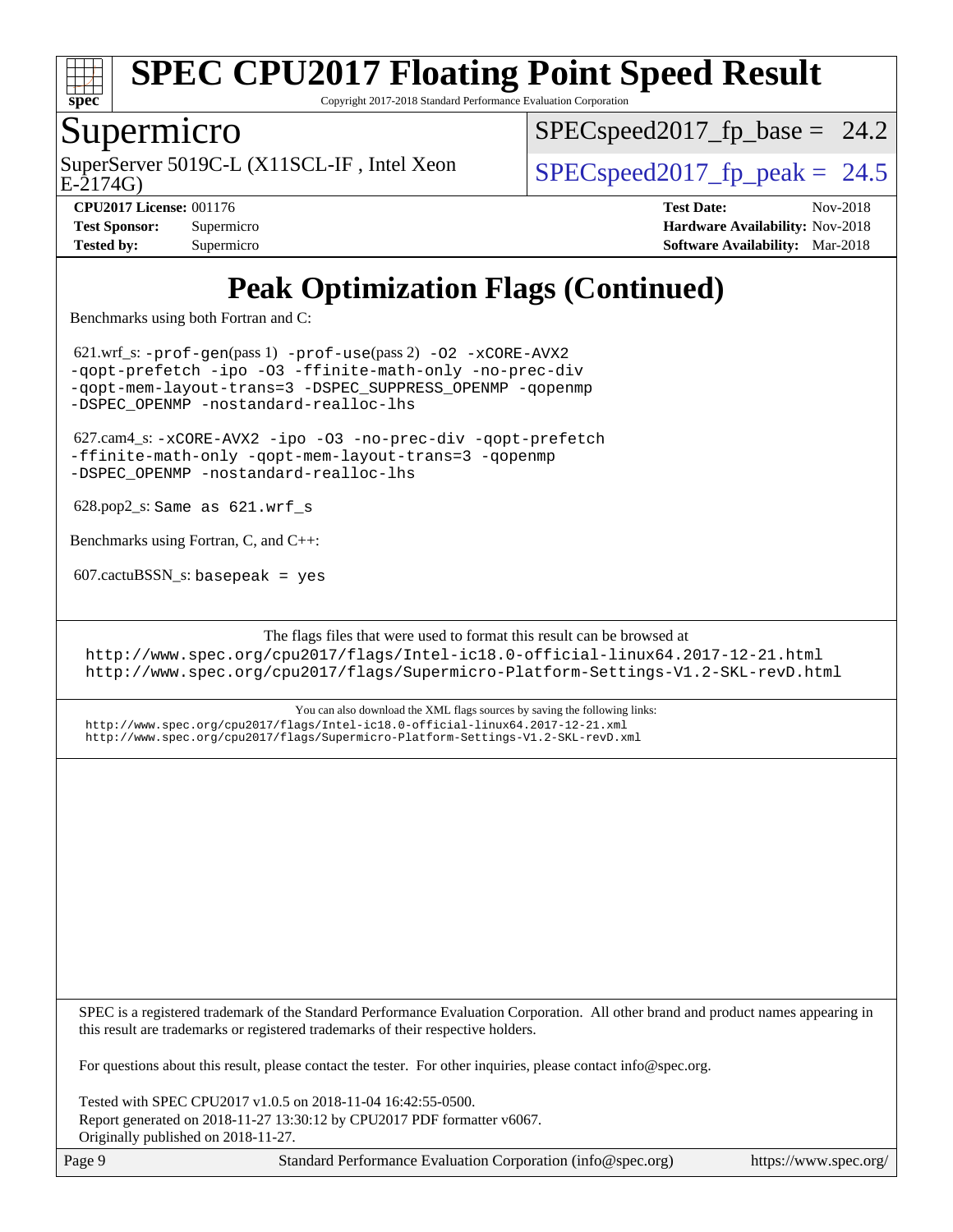# Peak Optimization Flags (Continued)

Benchmarks using both Fortran and C:

621.wrf_s: `-prof-gen`(pass 1) `-prof-use`(pass 2) `-O2 -xCORE-AVX2 -qopt-prefetch -ipo -O3 -ffinite-math-only -no-prec-div -qopt-mem-layout-trans=3 -DSPEC_SUPPRESS_OPENMP -qopenmp -DSPEC_OPENMP -nostandard-realloc-lhs`

627.cam4_s: `-xCORE-AVX2 -ipo -O3 -no-prec-div -qopt-prefetch -ffinite-math-only -qopt-mem-layout-trans=3 -qopenmp -DSPEC_OPENMP -nostandard-realloc-lhs`

628.pop2_s: `Same as 621.wrf_s`

Benchmarks using Fortran, C, and C++:

607.cactuBSSN_s: `basepeak = yes`

The flags files that were used to format this result can be browsed at
http://www.spec.org/cpu2017/flags/Intel-ic18.0-official-linux64.2017-12-21.html
http://www.spec.org/cpu2017/flags/Supermicro-Platform-Settings-V1.2-SKL-revD.html

You can also download the XML flags sources by saving the following links:
http://www.spec.org/cpu2017/flags/Intel-ic18.0-official-linux64.2017-12-21.xml
http://www.spec.org/cpu2017/flags/Supermicro-Platform-Settings-V1.2-SKL-revD.xml

SPEC is a registered trademark of the Standard Performance Evaluation Corporation. All other brand and product names appearing in this result are trademarks or registered trademarks of their respective holders.

For questions about this result, please contact the tester. For other inquiries, please contact info@spec.org.

Tested with SPEC CPU2017 v1.0.5 on 2018-11-04 16:42:55-0500.
Report generated on 2018-11-27 13:30:12 by CPU2017 PDF formatter v6067.
Originally published on 2018-11-27.